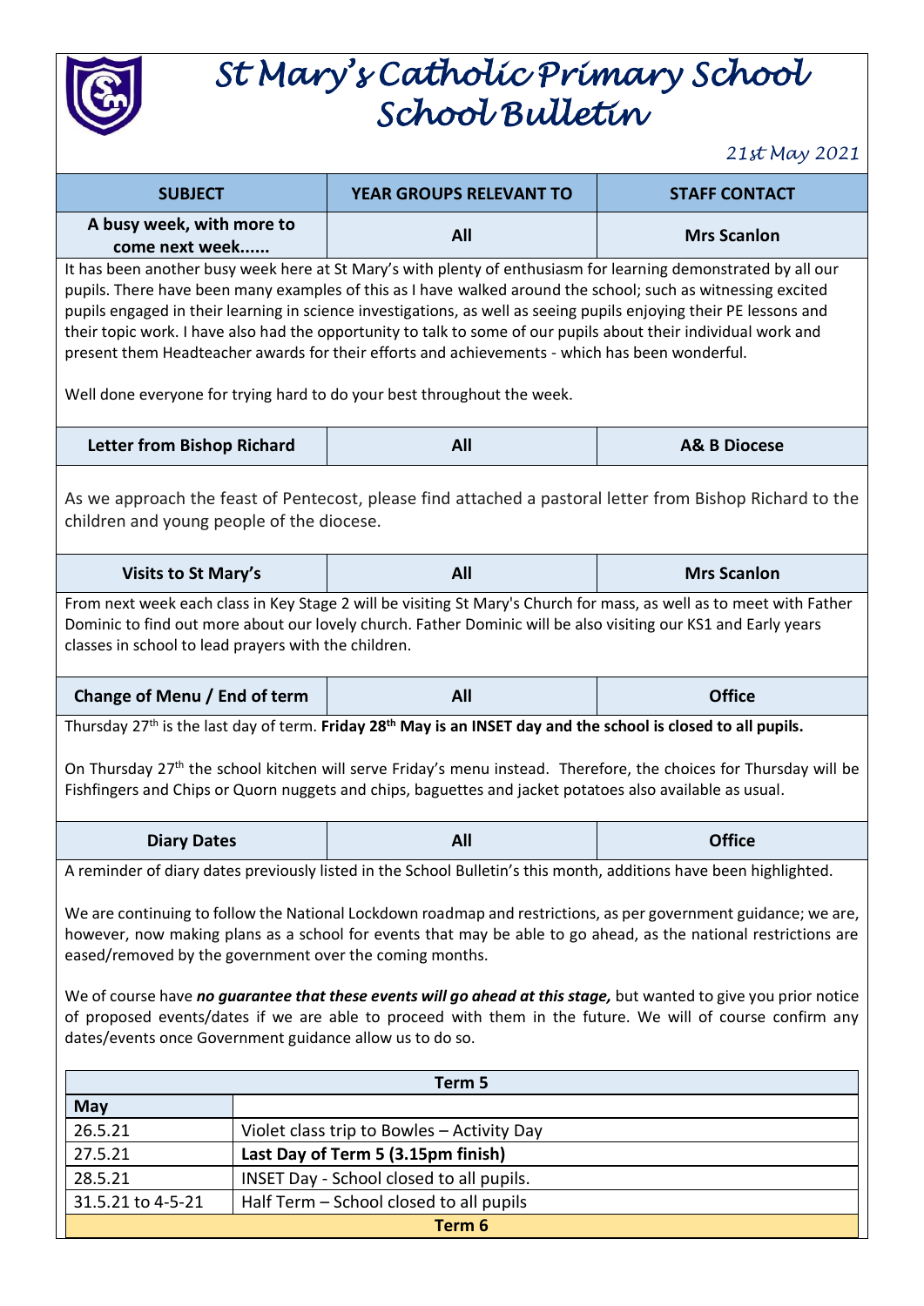# St Mary's Catholic Primary School
# School Bulletin

*21st May 2021*

| SUBJECT | YEAR GROUPS RELEVANT TO | STAFF CONTACT |
|---|---|---|
| **A busy week, with more to come next week......** | **All** | **Mrs Scanlon** |

It has been another busy week here at St Mary's with plenty of enthusiasm for learning demonstrated by all our pupils. There have been many examples of this as I have walked around the school; such as witnessing excited pupils engaged in their learning in science investigations, as well as seeing pupils enjoying their PE lessons and their topic work. I have also had the opportunity to talk to some of our pupils about their individual work and present them Headteacher awards for their efforts and achievements - which has been wonderful.

Well done everyone for trying hard to do your best throughout the week.

| | | |
|---|---|---|
| **Letter from Bishop Richard** | **All** | **A& B Diocese** |

As we approach the feast of Pentecost, please find attached a pastoral letter from Bishop Richard to the children and young people of the diocese.

| | | |
|---|---|---|
| **Visits to St Mary's** | **All** | **Mrs Scanlon** |

From next week each class in Key Stage 2 will be visiting St Mary's Church for mass, as well as to meet with Father Dominic to find out more about our lovely church. Father Dominic will be also visiting our KS1 and Early years classes in school to lead prayers with the children.

| | | |
|---|---|---|
| **Change of Menu / End of term** | **All** | **Office** |

Thursday 27th is the last day of term. **Friday 28th May is an INSET day and the school is closed to all pupils.**

On Thursday 27th the school kitchen will serve Friday's menu instead. Therefore, the choices for Thursday will be Fishfingers and Chips or Quorn nuggets and chips, baguettes and jacket potatoes also available as usual.

| | | |
|---|---|---|
| **Diary Dates** | **All** | **Office** |

A reminder of diary dates previously listed in the School Bulletin's this month, additions have been highlighted.

We are continuing to follow the National Lockdown roadmap and restrictions, as per government guidance; we are, however, now making plans as a school for events that may be able to go ahead, as the national restrictions are eased/removed by the government over the coming months.

We of course have ***no guarantee that these events will go ahead at this stage,*** but wanted to give you prior notice of proposed events/dates if we are able to proceed with them in the future. We will of course confirm any dates/events once Government guidance allow us to do so.

| **Term 5** | |
|---|---|
| **May** | |
| 26.5.21 | Violet class trip to Bowles – Activity Day |
| 27.5.21 | **Last Day of Term 5 (3.15pm finish)** |
| 28.5.21 | INSET Day - School closed to all pupils. |
| 31.5.21 to 4-5-21 | Half Term – School closed to all pupils |
| **Term 6** | |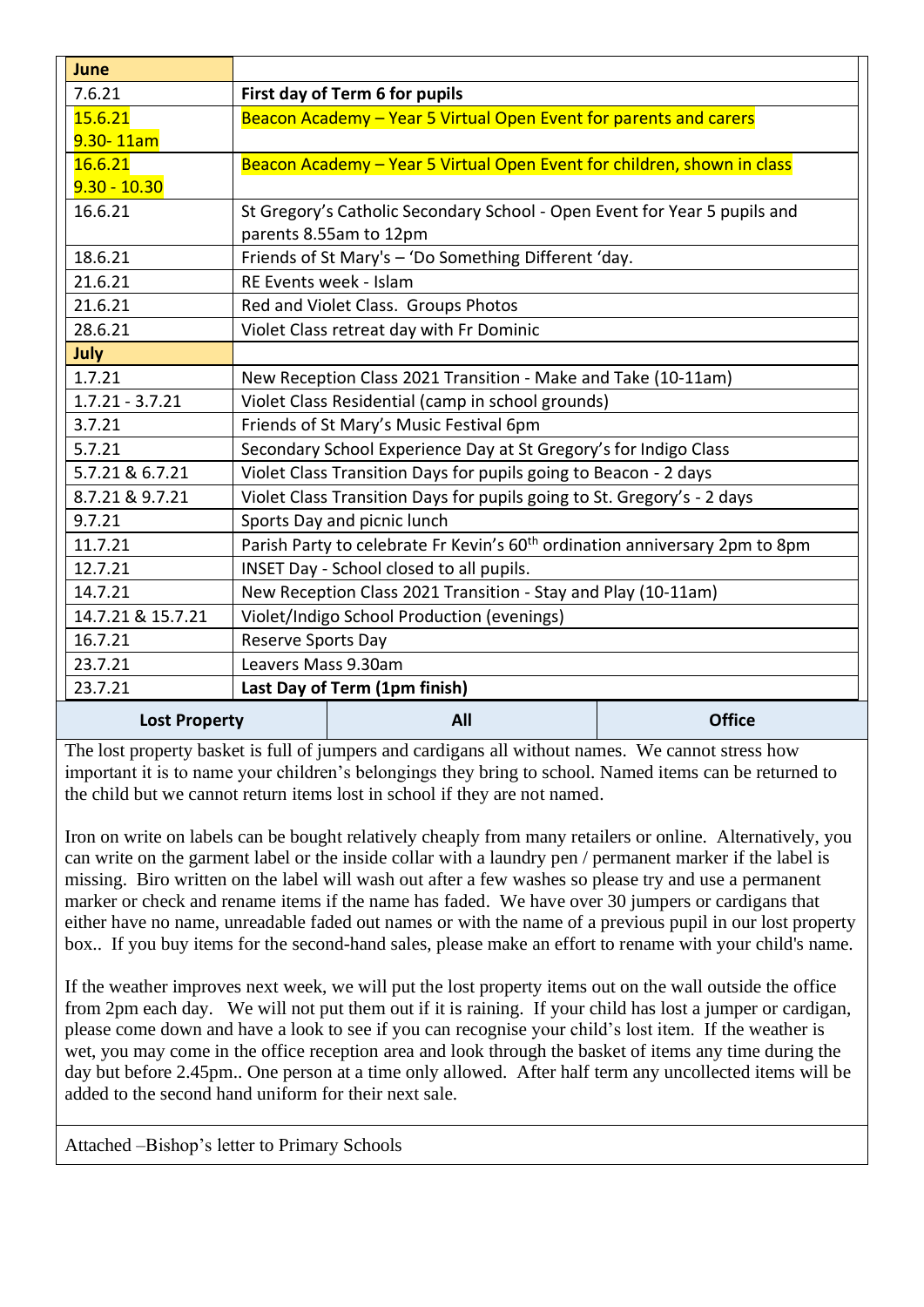| | |
|---|---|
| **June** | |
| 7.6.21 | **First day of Term 6 for pupils** |
| 15.6.21<br>9.30- 11am | Beacon Academy – Year 5 Virtual Open Event for parents and carers |
| 16.6.21<br>9.30 - 10.30 | Beacon Academy – Year 5 Virtual Open Event for children, shown in class |
| 16.6.21 | St Gregory's Catholic Secondary School - Open Event for Year 5 pupils and parents 8.55am to 12pm |
| 18.6.21 | Friends of St Mary's – 'Do Something Different 'day. |
| 21.6.21 | RE Events week - Islam |
| 21.6.21 | Red and Violet Class. Groups Photos |
| 28.6.21 | Violet Class retreat day with Fr Dominic |
| **July** | |
| 1.7.21 | New Reception Class 2021 Transition - Make and Take (10-11am) |
| 1.7.21 - 3.7.21 | Violet Class Residential (camp in school grounds) |
| 3.7.21 | Friends of St Mary's Music Festival 6pm |
| 5.7.21 | Secondary School Experience Day at St Gregory's for Indigo Class |
| 5.7.21 & 6.7.21 | Violet Class Transition Days for pupils going to Beacon - 2 days |
| 8.7.21 & 9.7.21 | Violet Class Transition Days for pupils going to St. Gregory's - 2 days |
| 9.7.21 | Sports Day and picnic lunch |
| 11.7.21 | Parish Party to celebrate Fr Kevin's 60th ordination anniversary 2pm to 8pm |
| 12.7.21 | INSET Day - School closed to all pupils. |
| 14.7.21 | New Reception Class 2021 Transition - Stay and Play (10-11am) |
| 14.7.21 & 15.7.21 | Violet/Indigo School Production (evenings) |
| 16.7.21 | Reserve Sports Day |
| 23.7.21 | Leavers Mass 9.30am |
| 23.7.21 | **Last Day of Term (1pm finish)** |

| Lost Property | All | Office |
|---|---|---|

The lost property basket is full of jumpers and cardigans all without names. We cannot stress how important it is to name your children's belongings they bring to school. Named items can be returned to the child but we cannot return items lost in school if they are not named.

Iron on write on labels can be bought relatively cheaply from many retailers or online. Alternatively, you can write on the garment label or the inside collar with a laundry pen / permanent marker if the label is missing. Biro written on the label will wash out after a few washes so please try and use a permanent marker or check and rename items if the name has faded. We have over 30 jumpers or cardigans that either have no name, unreadable faded out names or with the name of a previous pupil in our lost property box.. If you buy items for the second-hand sales, please make an effort to rename with your child's name.

If the weather improves next week, we will put the lost property items out on the wall outside the office from 2pm each day. We will not put them out if it is raining. If your child has lost a jumper or cardigan, please come down and have a look to see if you can recognise your child's lost item. If the weather is wet, you may come in the office reception area and look through the basket of items any time during the day but before 2.45pm.. One person at a time only allowed. After half term any uncollected items will be added to the second hand uniform for their next sale.

Attached –Bishop's letter to Primary Schools